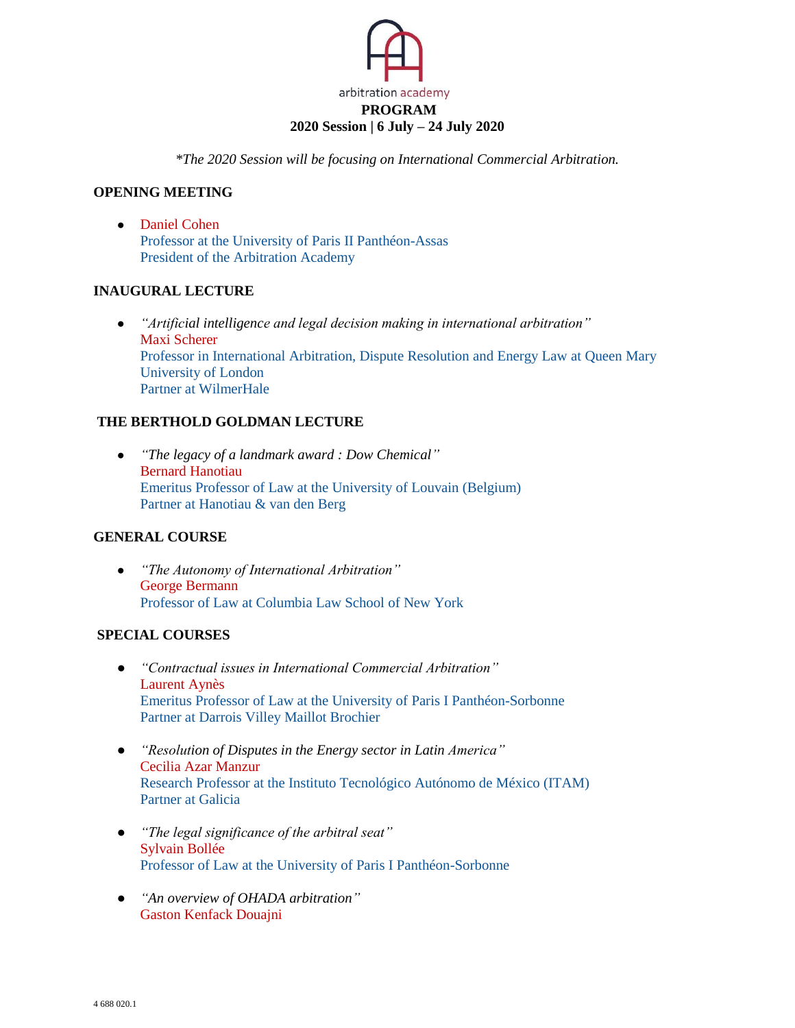arbitration academy

# PROGRAM

## 2020 Session | 6 July – 24 July 2020

*\*The 2020 Session will be focusing on International Commercial Arbitration.*

### OPENING MEETING

- Daniel Cohen
  Professor at the University of Paris II Panthéon-Assas
  President of the Arbitration Academy

### INAUGURAL LECTURE

- *"Artificial intelligence and legal decision making in international arbitration"*
  Maxi Scherer
  Professor in International Arbitration, Dispute Resolution and Energy Law at Queen Mary University of London
  Partner at WilmerHale

### THE BERTHOLD GOLDMAN LECTURE

- *"The legacy of a landmark award : Dow Chemical"*
  Bernard Hanotiau
  Emeritus Professor of Law at the University of Louvain (Belgium)
  Partner at Hanotiau & van den Berg

### GENERAL COURSE

- *"The Autonomy of International Arbitration"*
  George Bermann
  Professor of Law at Columbia Law School of New York

### SPECIAL COURSES

- *"Contractual issues in International Commercial Arbitration"*
  Laurent Aynès
  Emeritus Professor of Law at the University of Paris I Panthéon-Sorbonne
  Partner at Darrois Villey Maillot Brochier

- *"Resolution of Disputes in the Energy sector in Latin America"*
  Cecilia Azar Manzur
  Research Professor at the Instituto Tecnológico Autónomo de México (ITAM)
  Partner at Galicia

- *"The legal significance of the arbitral seat"*
  Sylvain Bollée
  Professor of Law at the University of Paris I Panthéon-Sorbonne

- *"An overview of OHADA arbitration"*
  Gaston Kenfack Douajni

4 688 020.1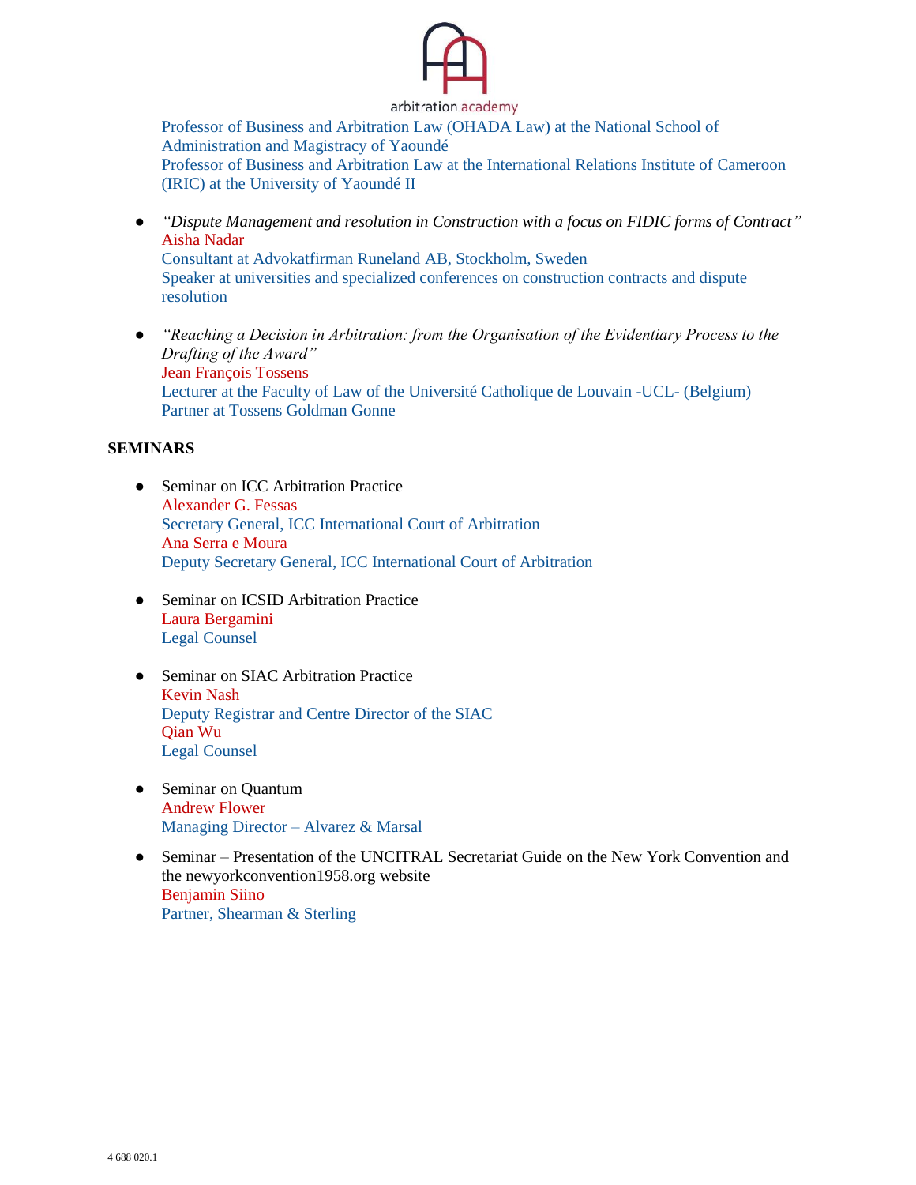Professor of Business and Arbitration Law (OHADA Law) at the National School of Administration and Magistracy of Yaoundé
Professor of Business and Arbitration Law at the International Relations Institute of Cameroon (IRIC) at the University of Yaoundé II

- *"Dispute Management and resolution in Construction with a focus on FIDIC forms of Contract"*
  Aisha Nadar
  Consultant at Advokatfirman Runeland AB, Stockholm, Sweden
  Speaker at universities and specialized conferences on construction contracts and dispute resolution

- *"Reaching a Decision in Arbitration: from the Organisation of the Evidentiary Process to the Drafting of the Award"*
  Jean François Tossens
  Lecturer at the Faculty of Law of the Université Catholique de Louvain -UCL- (Belgium)
  Partner at Tossens Goldman Gonne

**SEMINARS**

- Seminar on ICC Arbitration Practice
  Alexander G. Fessas
  Secretary General, ICC International Court of Arbitration
  Ana Serra e Moura
  Deputy Secretary General, ICC International Court of Arbitration

- Seminar on ICSID Arbitration Practice
  Laura Bergamini
  Legal Counsel

- Seminar on SIAC Arbitration Practice
  Kevin Nash
  Deputy Registrar and Centre Director of the SIAC
  Qian Wu
  Legal Counsel

- Seminar on Quantum
  Andrew Flower
  Managing Director – Alvarez & Marsal

- Seminar – Presentation of the UNCITRAL Secretariat Guide on the New York Convention and the newyorkconvention1958.org website
  Benjamin Siino
  Partner, Shearman & Sterling

4 688 020.1